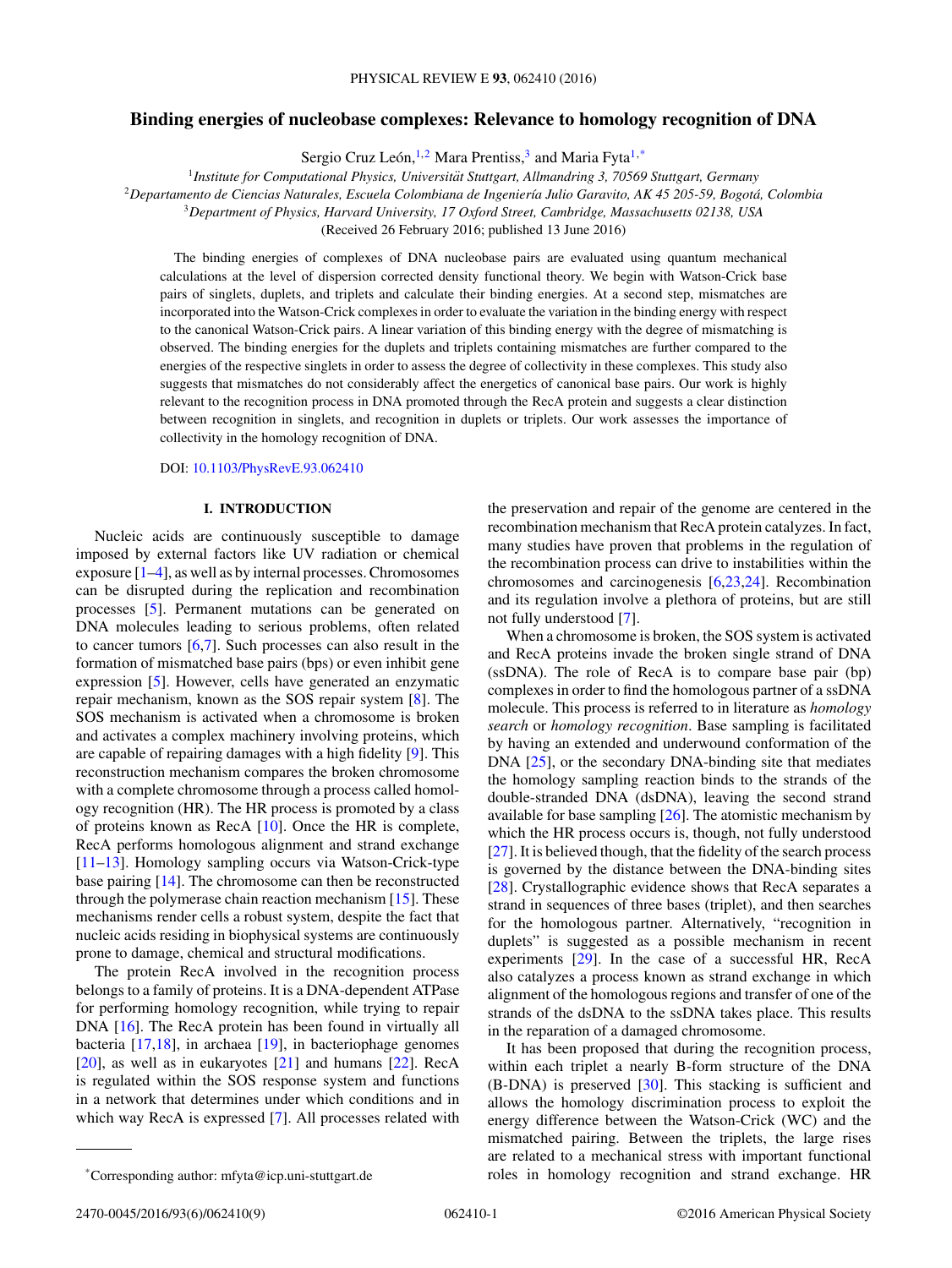# Binding energies of nucleobase complexes: Relevance to homology recognition of DNA

Sergio Cruz León,[1,2] Mara Prentiss,[3] and Maria Fyta[1,*]

[1]*Institute for Computational Physics, Universität Stuttgart, Allmandring 3, 70569 Stuttgart, Germany*
[2]*Departamento de Ciencias Naturales, Escuela Colombiana de Ingeniería Julio Garavito, AK 45 205-59, Bogotá, Colombia*
[3]*Department of Physics, Harvard University, 17 Oxford Street, Cambridge, Massachusetts 02138, USA*

(Received 26 February 2016; published 13 June 2016)

The binding energies of complexes of DNA nucleobase pairs are evaluated using quantum mechanical calculations at the level of dispersion corrected density functional theory. We begin with Watson-Crick base pairs of singlets, duplets, and triplets and calculate their binding energies. At a second step, mismatches are incorporated into the Watson-Crick complexes in order to evaluate the variation in the binding energy with respect to the canonical Watson-Crick pairs. A linear variation of this binding energy with the degree of mismatching is observed. The binding energies for the duplets and triplets containing mismatches are further compared to the energies of the respective singlets in order to assess the degree of collectivity in these complexes. This study also suggests that mismatches do not considerably affect the energetics of canonical base pairs. Our work is highly relevant to the recognition process in DNA promoted through the RecA protein and suggests a clear distinction between recognition in singlets, and recognition in duplets or triplets. Our work assesses the importance of collectivity in the homology recognition of DNA.

DOI: 10.1103/PhysRevE.93.062410

## I. INTRODUCTION

Nucleic acids are continuously susceptible to damage imposed by external factors like UV radiation or chemical exposure [1–4], as well as by internal processes. Chromosomes can be disrupted during the replication and recombination processes [5]. Permanent mutations can be generated on DNA molecules leading to serious problems, often related to cancer tumors [6,7]. Such processes can also result in the formation of mismatched base pairs (bps) or even inhibit gene expression [5]. However, cells have generated an enzymatic repair mechanism, known as the SOS repair system [8]. The SOS mechanism is activated when a chromosome is broken and activates a complex machinery involving proteins, which are capable of repairing damages with a high fidelity [9]. This reconstruction mechanism compares the broken chromosome with a complete chromosome through a process called homology recognition (HR). The HR process is promoted by a class of proteins known as RecA [10]. Once the HR is complete, RecA performs homologous alignment and strand exchange [11–13]. Homology sampling occurs via Watson-Crick-type base pairing [14]. The chromosome can then be reconstructed through the polymerase chain reaction mechanism [15]. These mechanisms render cells a robust system, despite the fact that nucleic acids residing in biophysical systems are continuously prone to damage, chemical and structural modifications.

The protein RecA involved in the recognition process belongs to a family of proteins. It is a DNA-dependent ATPase for performing homology recognition, while trying to repair DNA [16]. The RecA protein has been found in virtually all bacteria [17,18], in archaea [19], in bacteriophage genomes [20], as well as in eukaryotes [21] and humans [22]. RecA is regulated within the SOS response system and functions in a network that determines under which conditions and in which way RecA is expressed [7]. All processes related with the preservation and repair of the genome are centered in the recombination mechanism that RecA protein catalyzes. In fact, many studies have proven that problems in the regulation of the recombination process can drive to instabilities within the chromosomes and carcinogenesis [6,23,24]. Recombination and its regulation involve a plethora of proteins, but are still not fully understood [7].

When a chromosome is broken, the SOS system is activated and RecA proteins invade the broken single strand of DNA (ssDNA). The role of RecA is to compare base pair (bp) complexes in order to find the homologous partner of a ssDNA molecule. This process is referred to in literature as *homology search* or *homology recognition*. Base sampling is facilitated by having an extended and underwound conformation of the DNA [25], or the secondary DNA-binding site that mediates the homology sampling reaction binds to the strands of the double-stranded DNA (dsDNA), leaving the second strand available for base sampling [26]. The atomistic mechanism by which the HR process occurs is, though, not fully understood [27]. It is believed though, that the fidelity of the search process is governed by the distance between the DNA-binding sites [28]. Crystallographic evidence shows that RecA separates a strand in sequences of three bases (triplet), and then searches for the homologous partner. Alternatively, "recognition in duplets" is suggested as a possible mechanism in recent experiments [29]. In the case of a successful HR, RecA also catalyzes a process known as strand exchange in which alignment of the homologous regions and transfer of one of the strands of the dsDNA to the ssDNA takes place. This results in the reparation of a damaged chromosome.

It has been proposed that during the recognition process, within each triplet a nearly B-form structure of the DNA (B-DNA) is preserved [30]. This stacking is sufficient and allows the homology discrimination process to exploit the energy difference between the Watson-Crick (WC) and the mismatched pairing. Between the triplets, the large rises are related to a mechanical stress with important functional roles in homology recognition and strand exchange. HR

*Corresponding author: mfyta@icp.uni-stuttgart.de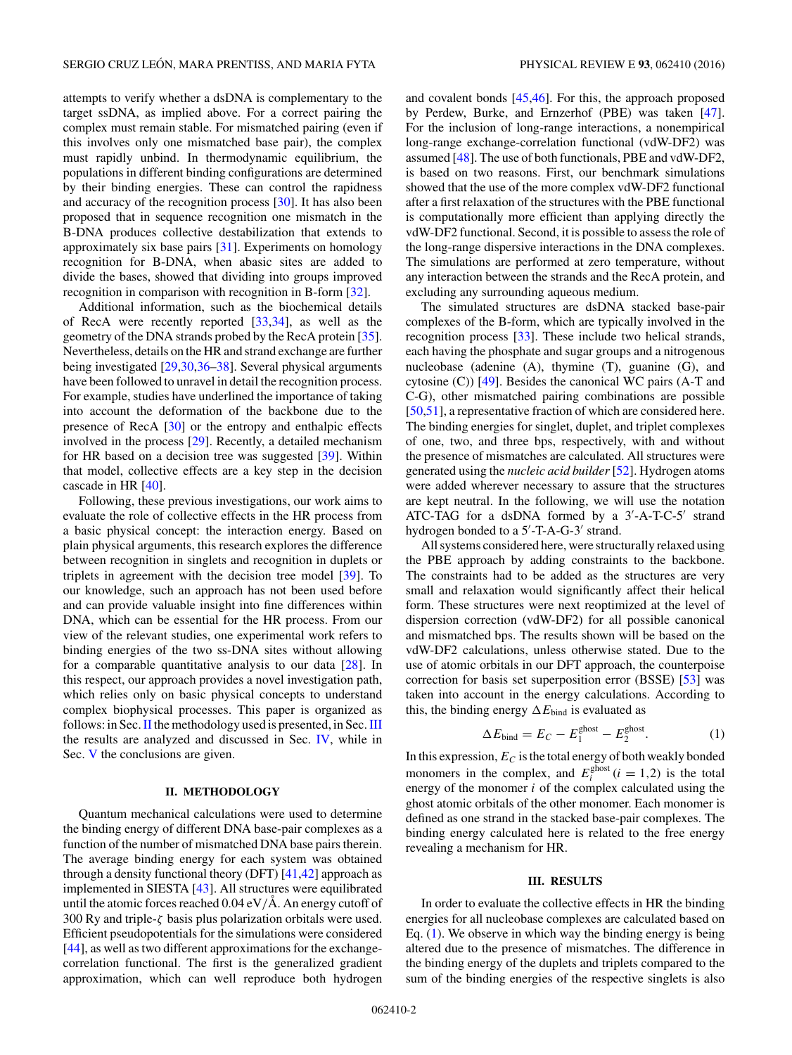attempts to verify whether a dsDNA is complementary to the target ssDNA, as implied above. For a correct pairing the complex must remain stable. For mismatched pairing (even if this involves only one mismatched base pair), the complex must rapidly unbind. In thermodynamic equilibrium, the populations in different binding configurations are determined by their binding energies. These can control the rapidness and accuracy of the recognition process [30]. It has also been proposed that in sequence recognition one mismatch in the B-DNA produces collective destabilization that extends to approximately six base pairs [31]. Experiments on homology recognition for B-DNA, when abasic sites are added to divide the bases, showed that dividing into groups improved recognition in comparison with recognition in B-form [32].

Additional information, such as the biochemical details of RecA were recently reported [33,34], as well as the geometry of the DNA strands probed by the RecA protein [35]. Nevertheless, details on the HR and strand exchange are further being investigated [29,30,36–38]. Several physical arguments have been followed to unravel in detail the recognition process. For example, studies have underlined the importance of taking into account the deformation of the backbone due to the presence of RecA [30] or the entropy and enthalpic effects involved in the process [29]. Recently, a detailed mechanism for HR based on a decision tree was suggested [39]. Within that model, collective effects are a key step in the decision cascade in HR [40].

Following, these previous investigations, our work aims to evaluate the role of collective effects in the HR process from a basic physical concept: the interaction energy. Based on plain physical arguments, this research explores the difference between recognition in singlets and recognition in duplets or triplets in agreement with the decision tree model [39]. To our knowledge, such an approach has not been used before and can provide valuable insight into fine differences within DNA, which can be essential for the HR process. From our view of the relevant studies, one experimental work refers to binding energies of the two ss-DNA sites without allowing for a comparable quantitative analysis to our data [28]. In this respect, our approach provides a novel investigation path, which relies only on basic physical concepts to understand complex biophysical processes. This paper is organized as follows: in Sec. II the methodology used is presented, in Sec. III the results are analyzed and discussed in Sec. IV, while in Sec. V the conclusions are given.

## II. METHODOLOGY

Quantum mechanical calculations were used to determine the binding energy of different DNA base-pair complexes as a function of the number of mismatched DNA base pairs therein. The average binding energy for each system was obtained through a density functional theory (DFT) [41,42] approach as implemented in SIESTA [43]. All structures were equilibrated until the atomic forces reached 0.04 eV/Å. An energy cutoff of 300 Ry and triple-$\zeta$ basis plus polarization orbitals were used. Efficient pseudopotentials for the simulations were considered [44], as well as two different approximations for the exchange-correlation functional. The first is the generalized gradient approximation, which can well reproduce both hydrogen and covalent bonds [45,46]. For this, the approach proposed by Perdew, Burke, and Ernzerhof (PBE) was taken [47]. For the inclusion of long-range interactions, a nonempirical long-range exchange-correlation functional (vdW-DF2) was assumed [48]. The use of both functionals, PBE and vdW-DF2, is based on two reasons. First, our benchmark simulations showed that the use of the more complex vdW-DF2 functional after a first relaxation of the structures with the PBE functional is computationally more efficient than applying directly the vdW-DF2 functional. Second, it is possible to assess the role of the long-range dispersive interactions in the DNA complexes. The simulations are performed at zero temperature, without any interaction between the strands and the RecA protein, and excluding any surrounding aqueous medium.

The simulated structures are dsDNA stacked base-pair complexes of the B-form, which are typically involved in the recognition process [33]. These include two helical strands, each having the phosphate and sugar groups and a nitrogenous nucleobase (adenine (A), thymine (T), guanine (G), and cytosine (C)) [49]. Besides the canonical WC pairs (A-T and C-G), other mismatched pairing combinations are possible [50,51], a representative fraction of which are considered here. The binding energies for singlet, duplet, and triplet complexes of one, two, and three bps, respectively, with and without the presence of mismatches are calculated. All structures were generated using the *nucleic acid builder* [52]. Hydrogen atoms were added wherever necessary to assure that the structures are kept neutral. In the following, we will use the notation ATC-TAG for a dsDNA formed by a 3′-A-T-C-5′ strand hydrogen bonded to a 5′-T-A-G-3′ strand.

All systems considered here, were structurally relaxed using the PBE approach by adding constraints to the backbone. The constraints had to be added as the structures are very small and relaxation would significantly affect their helical form. These structures were next reoptimized at the level of dispersion correction (vdW-DF2) for all possible canonical and mismatched bps. The results shown will be based on the vdW-DF2 calculations, unless otherwise stated. Due to the use of atomic orbitals in our DFT approach, the counterpoise correction for basis set superposition error (BSSE) [53] was taken into account in the energy calculations. According to this, the binding energy $\Delta E_{\text{bind}}$ is evaluated as

$$\Delta E_{\text{bind}} = E_C - E_1^{\text{ghost}} - E_2^{\text{ghost}}. \tag{1}$$

In this expression, $E_C$ is the total energy of both weakly bonded monomers in the complex, and $E_i^{\text{ghost}}$ $(i = 1,2)$ is the total energy of the monomer $i$ of the complex calculated using the ghost atomic orbitals of the other monomer. Each monomer is defined as one strand in the stacked base-pair complexes. The binding energy calculated here is related to the free energy revealing a mechanism for HR.

## III. RESULTS

In order to evaluate the collective effects in HR the binding energies for all nucleobase complexes are calculated based on Eq. (1). We observe in which way the binding energy is being altered due to the presence of mismatches. The difference in the binding energy of the duplets and triplets compared to the sum of the binding energies of the respective singlets is also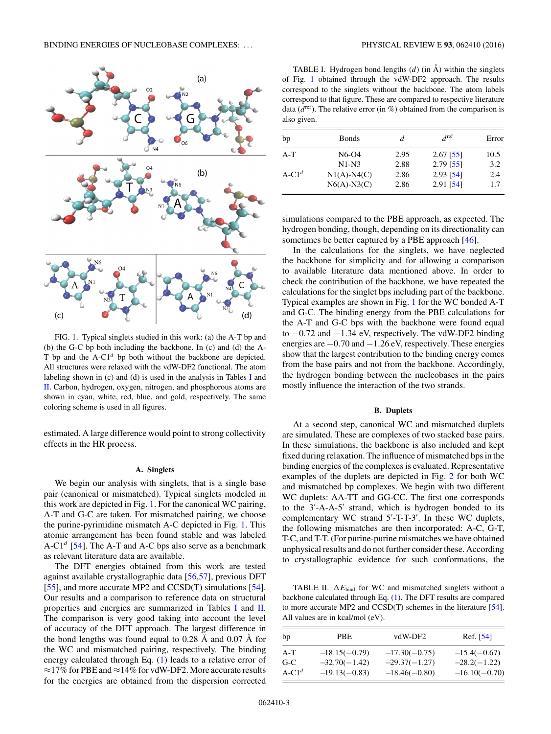FIG. 1. Typical singlets studied in this work: (a) the A-T bp and (b) the G-C bp both including the backbone. In (c) and (d) the A-T bp and the A-C1$^d$ bp both without the backbone are depicted. All structures were relaxed with the vdW-DF2 functional. The atom labeling shown in (c) and (d) is used in the analysis in Tables I and II. Carbon, hydrogen, oxygen, nitrogen, and phosphorous atoms are shown in cyan, white, red, blue, and gold, respectively. The same coloring scheme is used in all figures.

estimated. A large difference would point to strong collectivity effects in the HR process.

### A. Singlets

We begin our analysis with singlets, that is a single base pair (canonical or mismatched). Typical singlets modeled in this work are depicted in Fig. 1. For the canonical WC pairing, A-T and G-C are taken. For mismatched pairing, we choose the purine-pyrimidine mismatch A-C depicted in Fig. 1. This atomic arrangement has been found stable and was labeled A-C1$^d$ [54]. The A-T and A-C bps also serve as a benchmark as relevant literature data are available.

The DFT energies obtained from this work are tested against available crystallographic data [56,57], previous DFT [55], and more accurate MP2 and CCSD(T) simulations [54]. Our results and a comparison to reference data on structural properties and energies are summarized in Tables I and II. The comparison is very good taking into account the level of accuracy of the DFT approach. The largest difference in the bond lengths was found equal to 0.28 Å and 0.07 Å for the WC and mismatched pairing, respectively. The binding energy calculated through Eq. (1) leads to a relative error of ≈17% for PBE and ≈14% for vdW-DF2. More accurate results for the energies are obtained from the dispersion corrected simulations compared to the PBE approach, as expected. The hydrogen bonding, though, depending on its directionality can sometimes be better captured by a PBE approach [46].

TABLE I. Hydrogen bond lengths ($d$) (in Å) within the singlets of Fig. 1 obtained through the vdW-DF2 approach. The results correspond to the singlets without the backbone. The atom labels correspond to those in that figure. These are compared to respective literature data ($d^{\mathrm{ref}}$). The relative error (in %) obtained from the comparison is also given.

| bp | Bonds | $d$ | $d^{\mathrm{ref}}$ | Error |
|---|---|---|---|---|
| A-T | N6-O4 | 2.95 | 2.67 [55] | 10.5 |
| | N1-N3 | 2.88 | 2.79 [55] | 3.2 |
| A-C1$^d$ | N1(A)-N4(C) | 2.86 | 2.93 [54] | 2.4 |
| | N6(A)-N3(C) | 2.86 | 2.91 [54] | 1.7 |

In the calculations for the singlets, we have neglected the backbone for simplicity and for allowing a comparison to available literature data mentioned above. In order to check the contribution of the backbone, we have repeated the calculations for the singlet bps including part of the backbone. Typical examples are shown in Fig. 1 for the WC bonded A-T and G-C. The binding energy from the PBE calculations for the A-T and G-C bps with the backbone were found equal to −0.72 and −1.34 eV, respectively. The vdW-DF2 binding energies are −0.70 and −1.26 eV, respectively. These energies show that the largest contribution to the binding energy comes from the base pairs and not from the backbone. Accordingly, the hydrogen bonding between the nucleobases in the pairs mostly influence the interaction of the two strands.

### B. Duplets

At a second step, canonical WC and mismatched duplets are simulated. These are complexes of two stacked base pairs. In these simulations, the backbone is also included and kept fixed during relaxation. The influence of mismatched bps in the binding energies of the complexes is evaluated. Representative examples of the duplets are depicted in Fig. 2 for both WC and mismatched bp complexes. We begin with two different WC duplets: AA-TT and GG-CC. The first one corresponds to the 3′-A-A-5′ strand, which is hydrogen bonded to its complementary WC strand 5′-T-T-3′. In these WC duplets, the following mismatches are then incorporated: A-C, G-T, T-C, and T-T. (For purine-purine mismatches we have obtained unphysical results and do not further consider these. According to crystallographic evidence for such conformations, the

TABLE II. $\Delta E_{\mathrm{bind}}$ for WC and mismatched singlets without a backbone calculated through Eq. (1). The DFT results are compared to more accurate MP2 and CCSD(T) schemes in the literature [54]. All values are in kcal/mol (eV).

| bp | PBE | vdW-DF2 | Ref. [54] |
|---|---|---|---|
| A-T | −18.15(−0.79) | −17.30(−0.75) | −15.4(−0.67) |
| G-C | −32.70(−1.42) | −29.37(−1.27) | −28.2(−1.22) |
| A-C1$^d$ | −19.13(−0.83) | −18.46(−0.80) | −16.10(−0.70) |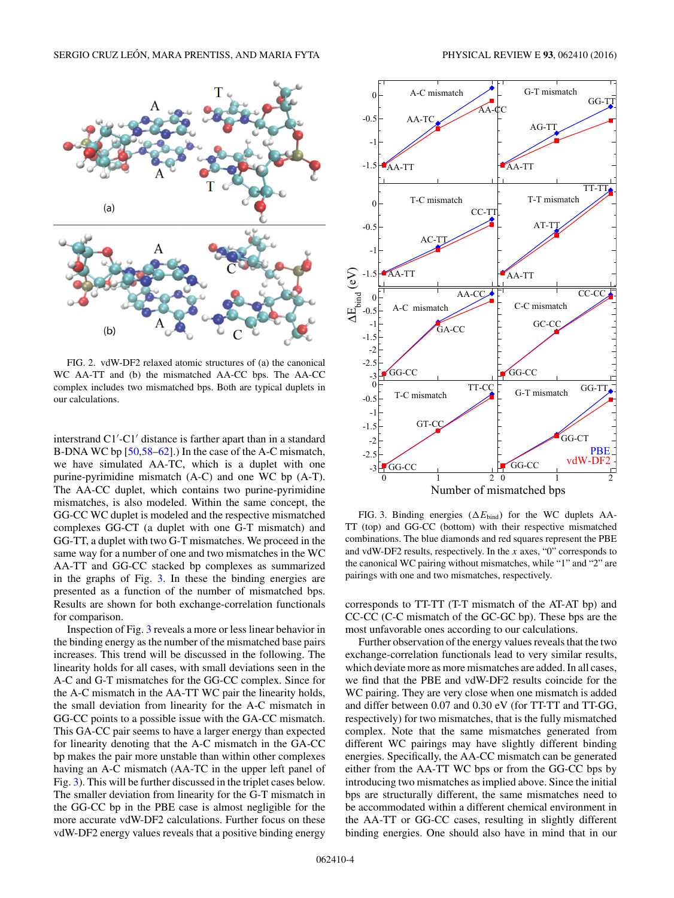A

T

A

T

(a)

A

C

A

C

(b)

FIG. 2. vdW-DF2 relaxed atomic structures of (a) the canonical WC AA-TT and (b) the mismatched AA-CC bps. The AA-CC complex includes two mismatched bps. Both are typical duplets in our calculations.

interstrand C1′-C1′ distance is farther apart than in a standard B-DNA WC bp [50,58–62].) In the case of the A-C mismatch, we have simulated AA-TC, which is a duplet with one purine-pyrimidine mismatch (A-C) and one WC bp (A-T). The AA-CC duplet, which contains two purine-pyrimidine mismatches, is also modeled. Within the same concept, the GG-CC WC duplet is modeled and the respective mismatched complexes GG-CT (a duplet with one G-T mismatch) and GG-TT, a duplet with two G-T mismatches. We proceed in the same way for a number of one and two mismatches in the WC AA-TT and GG-CC stacked bp complexes as summarized in the graphs of Fig. 3. In these the binding energies are presented as a function of the number of mismatched bps. Results are shown for both exchange-correlation functionals for comparison.

Inspection of Fig. 3 reveals a more or less linear behavior in the binding energy as the number of the mismatched base pairs increases. This trend will be discussed in the following. The linearity holds for all cases, with small deviations seen in the A-C and G-T mismatches for the GG-CC complex. Since for the A-C mismatch in the AA-TT WC pair the linearity holds, the small deviation from linearity for the A-C mismatch in GG-CC points to a possible issue with the GA-CC mismatch. This GA-CC pair seems to have a larger energy than expected for linearity denoting that the A-C mismatch in the GA-CC bp makes the pair more unstable than within other complexes having an A-C mismatch (AA-TC in the upper left panel of Fig. 3). This will be further discussed in the triplet cases below. The smaller deviation from linearity for the G-T mismatch in the GG-CC bp in the PBE case is almost negligible for the more accurate vdW-DF2 calculations. Further focus on these vdW-DF2 energy values reveals that a positive binding energy

A-C mismatch
AA-TT
AA-TC
AA-CC
G-T mismatch
AA-TT
AG-TT
GG-TT
T-C mismatch
AA-TT
AC-TT
CC-TT
T-T mismatch
AA-TT
AT-TT
TT-TT
A-C mismatch
GG-CC
GA-CC
AA-CC
C-C mismatch
GG-CC
GC-CC
CC-CC
T-C mismatch
GG-CC
GT-CC
TT-CC
G-T mismatch
GG-CC
GG-CT
GG-TT
PBE
vdW-DF2
$\Delta E_{bind}$ (eV)
Number of mismatched bps
0
1
2
0
-0.5
-1
-1.5
-2
-2.5
-3

FIG. 3. Binding energies ($\Delta E_{\text{bind}}$) for the WC duplets AA-TT (top) and GG-CC (bottom) with their respective mismatched combinations. The blue diamonds and red squares represent the PBE and vdW-DF2 results, respectively. In the $x$ axes, "0" corresponds to the canonical WC pairing without mismatches, while "1" and "2" are pairings with one and two mismatches, respectively.

corresponds to TT-TT (T-T mismatch of the AT-AT bp) and CC-CC (C-C mismatch of the GC-GC bp). These bps are the most unfavorable ones according to our calculations.

Further observation of the energy values reveals that the two exchange-correlation functionals lead to very similar results, which deviate more as more mismatches are added. In all cases, we find that the PBE and vdW-DF2 results coincide for the WC pairing. They are very close when one mismatch is added and differ between 0.07 and 0.30 eV (for TT-TT and TT-GG, respectively) for two mismatches, that is the fully mismatched complex. Note that the same mismatches generated from different WC pairings may have slightly different binding energies. Specifically, the AA-CC mismatch can be generated either from the AA-TT WC bps or from the GG-CC bps by introducing two mismatches as implied above. Since the initial bps are structurally different, the same mismatches need to be accommodated within a different chemical environment in the AA-TT or GG-CC cases, resulting in slightly different binding energies. One should also have in mind that in our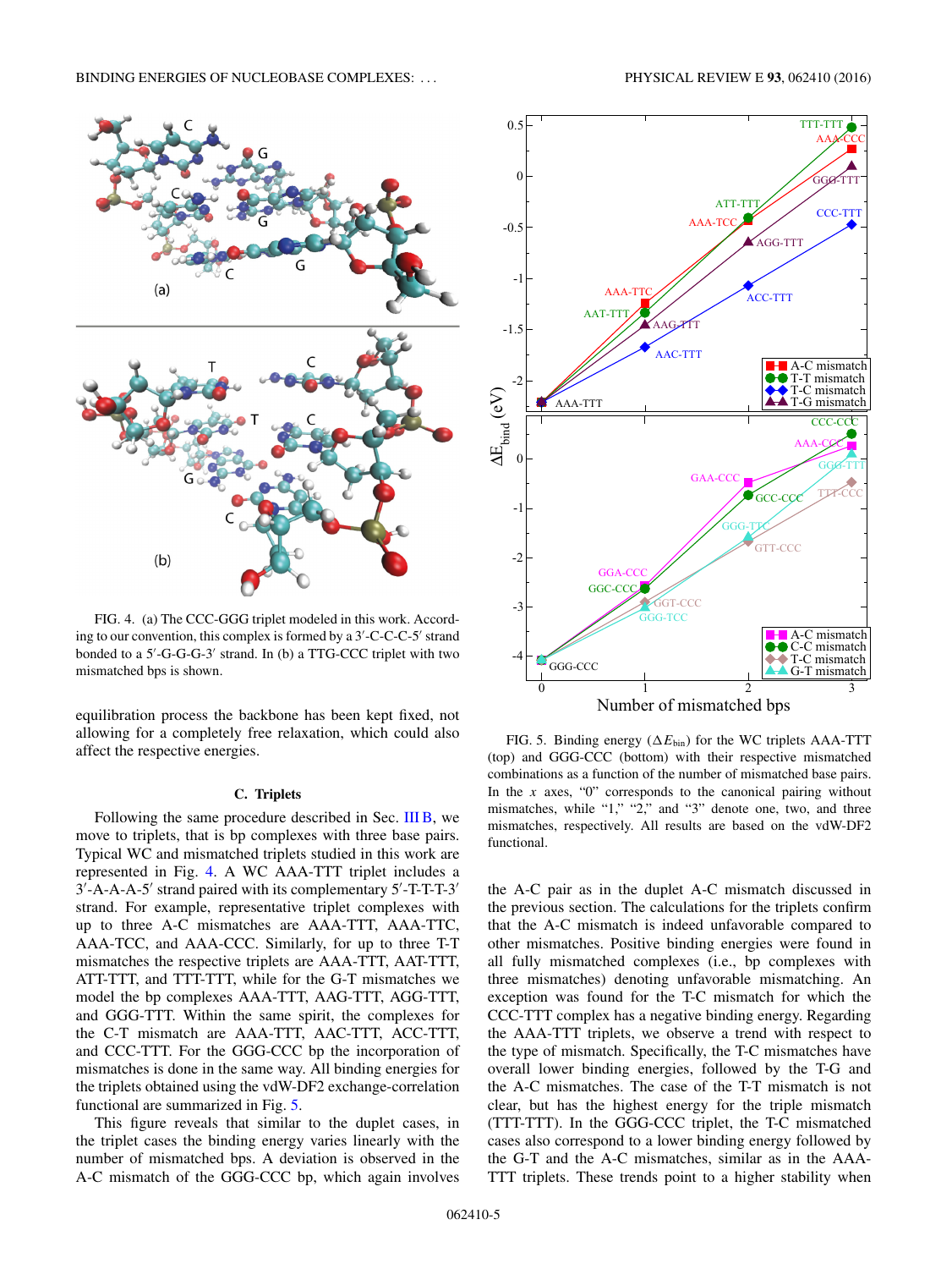FIG. 4. (a) The CCC-GGG triplet modeled in this work. According to our convention, this complex is formed by a 3′-C-C-C-5′ strand bonded to a 5′-G-G-G-3′ strand. In (b) a TTG-CCC triplet with two mismatched bps is shown.

equilibration process the backbone has been kept fixed, not allowing for a completely free relaxation, which could also affect the respective energies.

### C. Triplets

Following the same procedure described in Sec. III B, we move to triplets, that is bp complexes with three base pairs. Typical WC and mismatched triplets studied in this work are represented in Fig. 4. A WC AAA-TTT triplet includes a 3′-A-A-A-5′ strand paired with its complementary 5′-T-T-T-3′ strand. For example, representative triplet complexes with up to three A-C mismatches are AAA-TTT, AAA-TTC, AAA-TCC, and AAA-CCC. Similarly, for up to three T-T mismatches the respective triplets are AAA-TTT, AAT-TTT, ATT-TTT, and TTT-TTT, while for the G-T mismatches we model the bp complexes AAA-TTT, AAG-TTT, AGG-TTT, and GGG-TTT. Within the same spirit, the complexes for the C-T mismatch are AAA-TTT, AAC-TTT, ACC-TTT, and CCC-TTT. For the GGG-CCC bp the incorporation of mismatches is done in the same way. All binding energies for the triplets obtained using the vdW-DF2 exchange-correlation functional are summarized in Fig. 5.

This figure reveals that similar to the duplet cases, in the triplet cases the binding energy varies linearly with the number of mismatched bps. A deviation is observed in the A-C mismatch of the GGG-CCC bp, which again involves

FIG. 5. Binding energy ($\Delta E_{\text{bin}}$) for the WC triplets AAA-TTT (top) and GGG-CCC (bottom) with their respective mismatched combinations as a function of the number of mismatched base pairs. In the $x$ axes, "0" corresponds to the canonical pairing without mismatches, while "1," "2," and "3" denote one, two, and three mismatches, respectively. All results are based on the vdW-DF2 functional.

the A-C pair as in the duplet A-C mismatch discussed in the previous section. The calculations for the triplets confirm that the A-C mismatch is indeed unfavorable compared to other mismatches. Positive binding energies were found in all fully mismatched complexes (i.e., bp complexes with three mismatches) denoting unfavorable mismatching. An exception was found for the T-C mismatch for which the CCC-TTT complex has a negative binding energy. Regarding the AAA-TTT triplets, we observe a trend with respect to the type of mismatch. Specifically, the T-C mismatches have overall lower binding energies, followed by the T-G and the A-C mismatches. The case of the T-T mismatch is not clear, but has the highest energy for the triple mismatch (TTT-TTT). In the GGG-CCC triplet, the T-C mismatched cases also correspond to a lower binding energy followed by the G-T and the A-C mismatches, similar as in the AAA-TTT triplets. These trends point to a higher stability when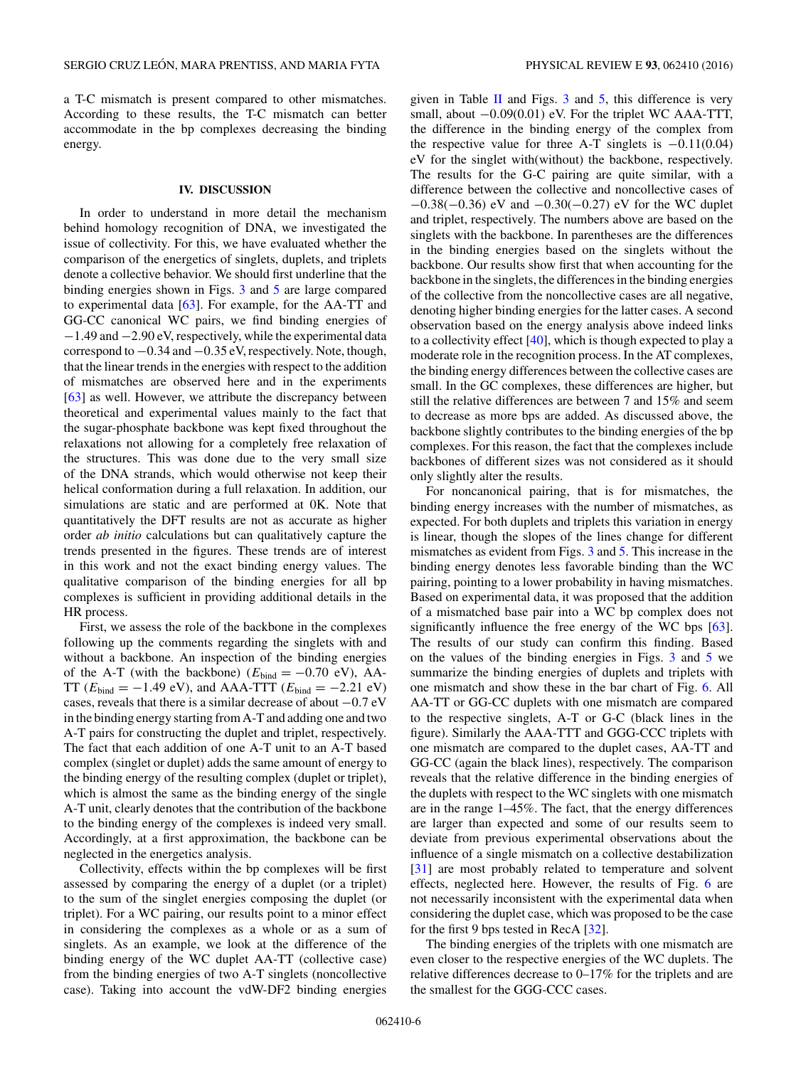a T-C mismatch is present compared to other mismatches. According to these results, the T-C mismatch can better accommodate in the bp complexes decreasing the binding energy.

## IV. DISCUSSION

In order to understand in more detail the mechanism behind homology recognition of DNA, we investigated the issue of collectivity. For this, we have evaluated whether the comparison of the energetics of singlets, duplets, and triplets denote a collective behavior. We should first underline that the binding energies shown in Figs. 3 and 5 are large compared to experimental data [63]. For example, for the AA-TT and GG-CC canonical WC pairs, we find binding energies of −1.49 and −2.90 eV, respectively, while the experimental data correspond to −0.34 and −0.35 eV, respectively. Note, though, that the linear trends in the energies with respect to the addition of mismatches are observed here and in the experiments [63] as well. However, we attribute the discrepancy between theoretical and experimental values mainly to the fact that the sugar-phosphate backbone was kept fixed throughout the relaxations not allowing for a completely free relaxation of the structures. This was done due to the very small size of the DNA strands, which would otherwise not keep their helical conformation during a full relaxation. In addition, our simulations are static and are performed at 0K. Note that quantitatively the DFT results are not as accurate as higher order *ab initio* calculations but can qualitatively capture the trends presented in the figures. These trends are of interest in this work and not the exact binding energy values. The qualitative comparison of the binding energies for all bp complexes is sufficient in providing additional details in the HR process.

First, we assess the role of the backbone in the complexes following up the comments regarding the singlets with and without a backbone. An inspection of the binding energies of the A-T (with the backbone) ($E_{\text{bind}} = -0.70$ eV), AA-TT ($E_{\text{bind}} = -1.49$ eV), and AAA-TTT ($E_{\text{bind}} = -2.21$ eV) cases, reveals that there is a similar decrease of about −0.7 eV in the binding energy starting from A-T and adding one and two A-T pairs for constructing the duplet and triplet, respectively. The fact that each addition of one A-T unit to an A-T based complex (singlet or duplet) adds the same amount of energy to the binding energy of the resulting complex (duplet or triplet), which is almost the same as the binding energy of the single A-T unit, clearly denotes that the contribution of the backbone to the binding energy of the complexes is indeed very small. Accordingly, at a first approximation, the backbone can be neglected in the energetics analysis.

Collectivity, effects within the bp complexes will be first assessed by comparing the energy of a duplet (or a triplet) to the sum of the singlet energies composing the duplet (or triplet). For a WC pairing, our results point to a minor effect in considering the complexes as a whole or as a sum of singlets. As an example, we look at the difference of the binding energy of the WC duplet AA-TT (collective case) from the binding energies of two A-T singlets (noncollective case). Taking into account the vdW-DF2 binding energies given in Table II and Figs. 3 and 5, this difference is very small, about −0.09(0.01) eV. For the triplet WC AAA-TTT, the difference in the binding energy of the complex from the respective value for three A-T singlets is −0.11(0.04) eV for the singlet with(without) the backbone, respectively. The results for the G-C pairing are quite similar, with a difference between the collective and noncollective cases of −0.38(−0.36) eV and −0.30(−0.27) eV for the WC duplet and triplet, respectively. The numbers above are based on the singlets with the backbone. In parentheses are the differences in the binding energies based on the singlets without the backbone. Our results show first that when accounting for the backbone in the singlets, the differences in the binding energies of the collective from the noncollective cases are all negative, denoting higher binding energies for the latter cases. A second observation based on the energy analysis above indeed links to a collectivity effect [40], which is though expected to play a moderate role in the recognition process. In the AT complexes, the binding energy differences between the collective cases are small. In the GC complexes, these differences are higher, but still the relative differences are between 7 and 15% and seem to decrease as more bps are added. As discussed above, the backbone slightly contributes to the binding energies of the bp complexes. For this reason, the fact that the complexes include backbones of different sizes was not considered as it should only slightly alter the results.

For noncanonical pairing, that is for mismatches, the binding energy increases with the number of mismatches, as expected. For both duplets and triplets this variation in energy is linear, though the slopes of the lines change for different mismatches as evident from Figs. 3 and 5. This increase in the binding energy denotes less favorable binding than the WC pairing, pointing to a lower probability in having mismatches. Based on experimental data, it was proposed that the addition of a mismatched base pair into a WC bp complex does not significantly influence the free energy of the WC bps [63]. The results of our study can confirm this finding. Based on the values of the binding energies in Figs. 3 and 5 we summarize the binding energies of duplets and triplets with one mismatch and show these in the bar chart of Fig. 6. All AA-TT or GG-CC duplets with one mismatch are compared to the respective, A-T or G-C (black lines in the figure). Similarly the AAA-TTT and GGG-CCC triplets with one mismatch are compared to the duplet cases, AA-TT and GG-CC (again the black lines), respectively. The comparison reveals that the relative difference in the binding energies of the duplets with respect to the WC singlets with one mismatch are in the range 1–45%. The fact, that the energy differences are larger than expected and some of our results seem to deviate from previous experimental observations about the influence of a single mismatch on a collective destabilization [31] are most probably related to temperature and solvent effects, neglected here. However, the results of Fig. 6 are not necessarily inconsistent with the experimental data when considering the duplet case, which was proposed to be the case for the first 9 bps tested in RecA [32].

The binding energies of the triplets with one mismatch are even closer to the respective energies of the WC duplets. The relative differences decrease to 0–17% for the triplets and are the smallest for the GGG-CCC cases.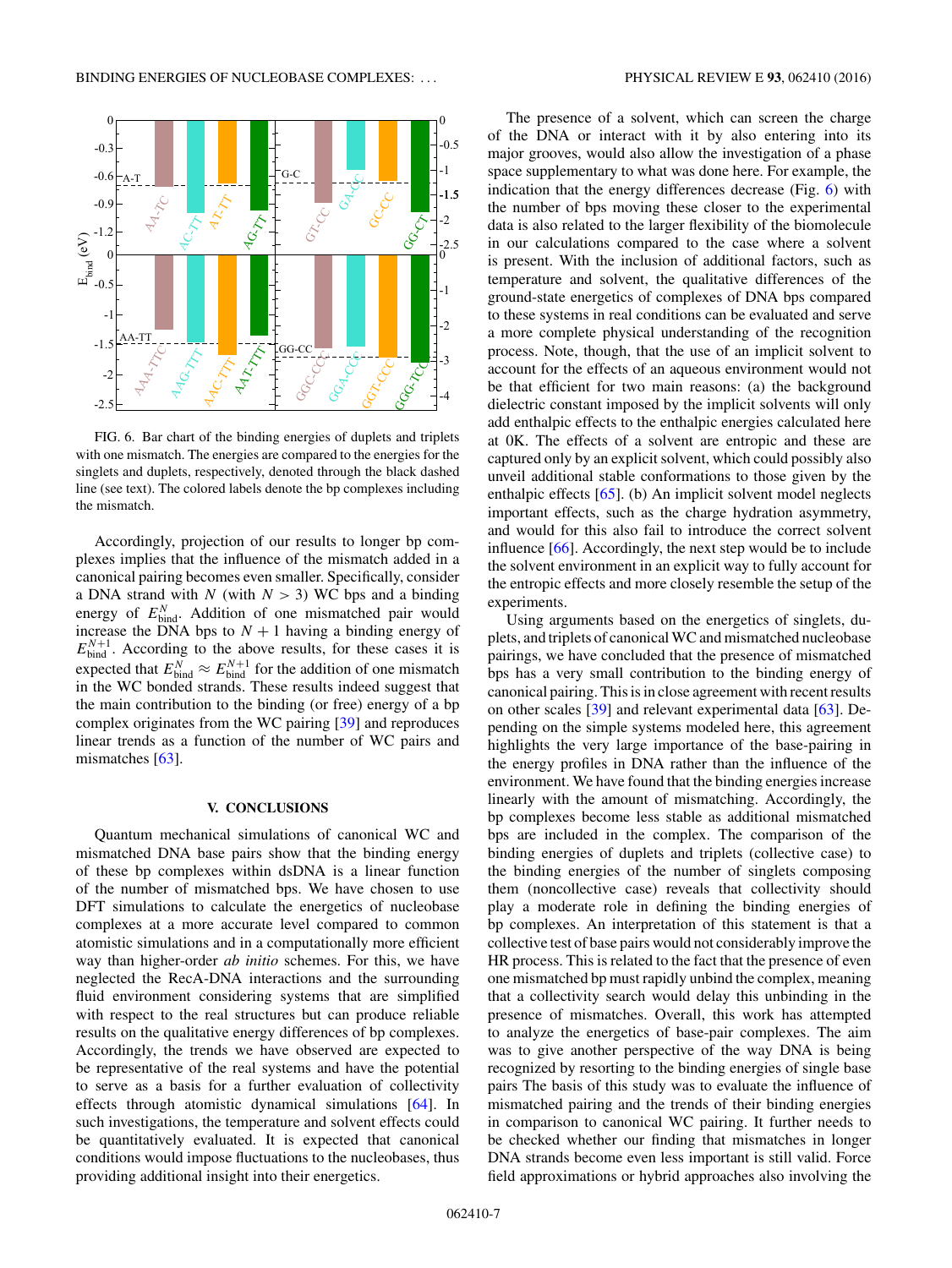E_bind (eV)

0
-0.3
-0.6
-0.9
-1.2
0
-0.5
-1
-1.5
-2
-2.5

A-T
AA-TC
AC-TT
AT-TT
AG-TT

G-C
GT-CC
GA-CC
GC-CC
GG-CT

0
-0.5
-1
-1.5
-2
-2.5
0
-1
-2
-3
-4

AA-TT
AAA-TTC
AAG-TTT
AAC-TTT
AAT-TTT

GG-CC
GGC-CCC
GGA-CCC
GGT-CCC
GGG-TCC

FIG. 6. Bar chart of the binding energies of duplets and triplets with one mismatch. The energies are compared to the energies for the singlets and duplets, respectively, denoted through the black dashed line (see text). The colored labels denote the bp complexes including the mismatch.

Accordingly, projection of our results to longer bp complexes implies that the influence of the mismatch added in a canonical pairing becomes even smaller. Specifically, consider a DNA strand with $N$ (with $N > 3$) WC bps and a binding energy of $E_{\text{bind}}^{N}$. Addition of one mismatched pair would increase the DNA bps to $N+1$ having a binding energy of $E_{\text{bind}}^{N+1}$. According to the above results, for these cases it is expected that $E_{\text{bind}}^{N} \approx E_{\text{bind}}^{N+1}$ for the addition of one mismatch in the WC bonded strands. These results indeed suggest that the main contribution to the binding (or free) energy of a bp complex originates from the WC pairing [39] and reproduces linear trends as a function of the number of WC pairs and mismatches [63].

## V. CONCLUSIONS

Quantum mechanical simulations of canonical WC and mismatched DNA base pairs show that the binding energy of these bp complexes within dsDNA is a linear function of the number of mismatched bps. We have chosen to use DFT simulations to calculate the energetics of nucleobase complexes at a more accurate level compared to common atomistic simulations and in a computationally more efficient way than higher-order *ab initio* schemes. For this, we have neglected the RecA-DNA interactions and the surrounding fluid environment considering systems that are simplified with respect to the real structures but can produce reliable results on the qualitative energy differences of bp complexes. Accordingly, the trends we have observed are expected to be representative of the real systems and have the potential to serve as a basis for a further evaluation of collectivity effects through atomistic dynamical simulations [64]. In such investigations, the temperature and solvent effects could be quantitatively evaluated. It is expected that canonical conditions would impose fluctuations to the nucleobases, thus providing additional insight into their energetics.

The presence of a solvent, which can screen the charge of the DNA or interact with it by also entering into its major grooves, would also allow the investigation of a phase space supplementary to what was done here. For example, the indication that the energy differences decrease (Fig. 6) with the number of bps moving these closer to the experimental data is also related to the larger flexibility of the biomolecule in our calculations compared to the case where a solvent is present. With the inclusion of additional factors, such as temperature and solvent, the qualitative differences of the ground-state energetics of complexes of DNA bps compared to these systems in real conditions can be evaluated and serve a more complete physical understanding of the recognition process. Note, though, that the use of an implicit solvent to account for the effects of an aqueous environment would not be that efficient for two main reasons: (a) the background dielectric constant imposed by the implicit solvents will only add enthalpic effects to the enthalpic energies calculated here at 0K. The effects of a solvent are entropic and these are captured only by an explicit solvent, which could possibly also unveil additional stable conformations to those given by the enthalpic effects [65]. (b) An implicit solvent model neglects important effects, such as the charge hydration asymmetry, and would for this also fail to introduce the correct solvent influence [66]. Accordingly, the next step would be to include the solvent environment in an explicit way to fully account for the entropic effects and more closely resemble the setup of the experiments.

Using arguments based on the energetics of singlets, duplets, and triplets of canonical WC and mismatched nucleobase pairings, we have concluded that the presence of mismatched bps has a very small contribution to the binding energy of canonical pairing. This is in close agreement with recent results on other scales [39] and relevant experimental data [63]. Depending on the simple systems modeled here, this agreement highlights the very large importance of the base-pairing in the energy profiles in DNA rather than the influence of the environment. We have found that the binding energies increase linearly with the amount of mismatching. Accordingly, the bp complexes become less stable as additional mismatched bps are included in the complex. The comparison of the binding energies of duplets and triplets (collective case) to the binding energies of the number of singlets composing them (noncollective case) reveals that collectivity should play a moderate role in defining the binding energies of bp complexes. An interpretation of this statement is that a collective test of base pairs would not considerably improve the HR process. This is related to the fact that the presence of even one mismatched bp must rapidly unbind the complex, meaning that a collectivity search would delay this unbinding in the presence of mismatches. Overall, this work has attempted to analyze the energetics of base-pair complexes. The aim was to give another perspective of the way DNA is being recognized by resorting to the binding energies of single base pairs The basis of this study was to evaluate the influence of mismatched pairing and the trends of their binding energies in comparison to canonical WC pairing. It further needs to be checked whether our finding that mismatches in longer DNA strands become even less important is still valid. Force field approximations or hybrid approaches also involving the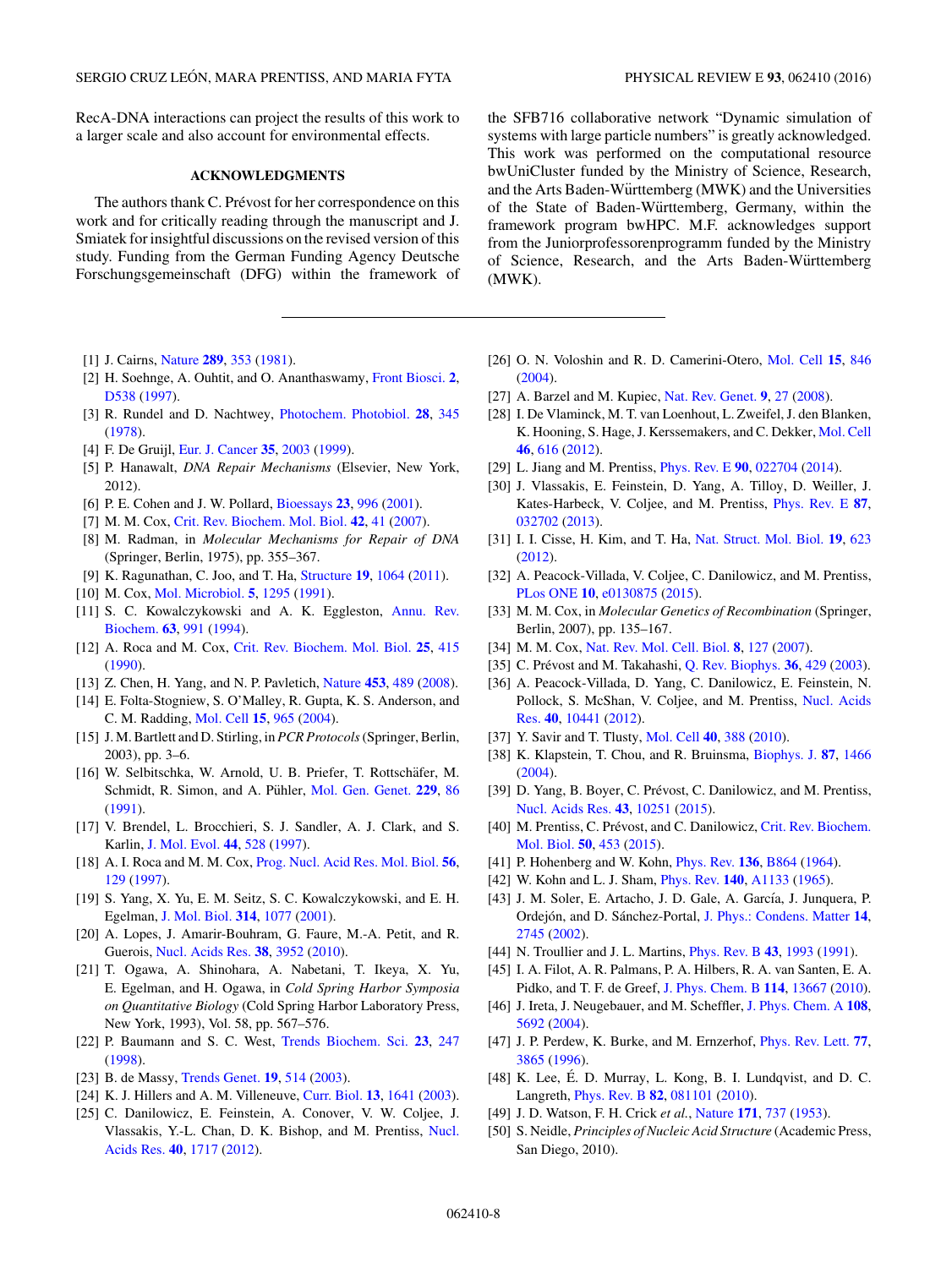RecA-DNA interactions can project the results of this work to a larger scale and also account for environmental effects.

## ACKNOWLEDGMENTS

The authors thank C. Prévost for her correspondence on this work and for critically reading through the manuscript and J. Smiatek for insightful discussions on the revised version of this study. Funding from the German Funding Agency Deutsche Forschungsgemeinschaft (DFG) within the framework of the SFB716 collaborative network "Dynamic simulation of systems with large particle numbers" is greatly acknowledged. This work was performed on the computational resource bwUniCluster funded by the Ministry of Science, Research, and the Arts Baden-Württemberg (MWK) and the Universities of the State of Baden-Württemberg, Germany, within the framework program bwHPC. M.F. acknowledges support from the Juniorprofessorenprogramm funded by the Ministry of Science, Research, and the Arts Baden-Württemberg (MWK).

---

[1] J. Cairns, Nature **289**, 353 (1981).

[2] H. Soehnge, A. Ouhtit, and O. Ananthaswamy, Front Biosci. **2**, D538 (1997).

[3] R. Rundel and D. Nachtwey, Photochem. Photobiol. **28**, 345 (1978).

[4] F. De Gruijl, Eur. J. Cancer **35**, 2003 (1999).

[5] P. Hanawalt, *DNA Repair Mechanisms* (Elsevier, New York, 2012).

[6] P. E. Cohen and J. W. Pollard, Bioessays **23**, 996 (2001).

[7] M. M. Cox, Crit. Rev. Biochem. Mol. Biol. **42**, 41 (2007).

[8] M. Radman, in *Molecular Mechanisms for Repair of DNA* (Springer, Berlin, 1975), pp. 355–367.

[9] K. Ragunathan, C. Joo, and T. Ha, Structure **19**, 1064 (2011).

[10] M. Cox, Mol. Microbiol. **5**, 1295 (1991).

[11] S. C. Kowalczykowski and A. K. Eggleston, Annu. Rev. Biochem. **63**, 991 (1994).

[12] A. Roca and M. Cox, Crit. Rev. Biochem. Mol. Biol. **25**, 415 (1990).

[13] Z. Chen, H. Yang, and N. P. Pavletich, Nature **453**, 489 (2008).

[14] E. Folta-Stogniew, S. O'Malley, R. Gupta, K. S. Anderson, and C. M. Radding, Mol. Cell **15**, 965 (2004).

[15] J. M. Bartlett and D. Stirling, in *PCR Protocols* (Springer, Berlin, 2003), pp. 3–6.

[16] W. Selbitschka, W. Arnold, U. B. Priefer, T. Rottschäfer, M. Schmidt, R. Simon, and A. Pühler, Mol. Gen. Genet. **229**, 86 (1991).

[17] V. Brendel, L. Brocchieri, S. J. Sandler, A. J. Clark, and S. Karlin, J. Mol. Evol. **44**, 528 (1997).

[18] A. I. Roca and M. M. Cox, Prog. Nucl. Acid Res. Mol. Biol. **56**, 129 (1997).

[19] S. Yang, X. Yu, E. M. Seitz, S. C. Kowalczykowski, and E. H. Egelman, J. Mol. Biol. **314**, 1077 (2001).

[20] A. Lopes, J. Amarir-Bouhram, G. Faure, M.-A. Petit, and R. Guerois, Nucl. Acids Res. **38**, 3952 (2010).

[21] T. Ogawa, A. Shinohara, A. Nabetani, T. Ikeya, X. Yu, E. Egelman, and H. Ogawa, in *Cold Spring Harbor Symposia on Quantitative Biology* (Cold Spring Harbor Laboratory Press, New York, 1993), Vol. 58, pp. 567–576.

[22] P. Baumann and S. C. West, Trends Biochem. Sci. **23**, 247 (1998).

[23] B. de Massy, Trends Genet. **19**, 514 (2003).

[24] K. J. Hillers and A. M. Villeneuve, Curr. Biol. **13**, 1641 (2003).

[25] C. Danilowicz, E. Feinstein, A. Conover, V. W. Coljee, J. Vlassakis, Y.-L. Chan, D. K. Bishop, and M. Prentiss, Nucl. Acids Res. **40**, 1717 (2012).

[26] O. N. Voloshin and R. D. Camerini-Otero, Mol. Cell **15**, 846 (2004).

[27] A. Barzel and M. Kupiec, Nat. Rev. Genet. **9**, 27 (2008).

[28] I. De Vlaminck, M. T. van Loenhout, L. Zweifel, J. den Blanken, K. Hooning, S. Hage, J. Kerssemakers, and C. Dekker, Mol. Cell **46**, 616 (2012).

[29] L. Jiang and M. Prentiss, Phys. Rev. E **90**, 022704 (2014).

[30] J. Vlassakis, E. Feinstein, D. Yang, A. Tilloy, D. Weiller, J. Kates-Harbeck, V. Coljee, and M. Prentiss, Phys. Rev. E **87**, 032702 (2013).

[31] I. I. Cisse, H. Kim, and T. Ha, Nat. Struct. Mol. Biol. **19**, 623 (2012).

[32] A. Peacock-Villada, V. Coljee, C. Danilowicz, and M. Prentiss, PLos ONE **10**, e0130875 (2015).

[33] M. M. Cox, in *Molecular Genetics of Recombination* (Springer, Berlin, 2007), pp. 135–167.

[34] M. M. Cox, Nat. Rev. Mol. Cell. Biol. **8**, 127 (2007).

[35] C. Prévost and M. Takahashi, Q. Rev. Biophys. **36**, 429 (2003).

[36] A. Peacock-Villada, D. Yang, C. Danilowicz, E. Feinstein, N. Pollock, S. McShan, V. Coljee, and M. Prentiss, Nucl. Acids Res. **40**, 10441 (2012).

[37] Y. Savir and T. Tlusty, Mol. Cell **40**, 388 (2010).

[38] K. Klapstein, T. Chou, and R. Bruinsma, Biophys. J. **87**, 1466 (2004).

[39] D. Yang, B. Boyer, C. Prévost, C. Danilowicz, and M. Prentiss, Nucl. Acids Res. **43**, 10251 (2015).

[40] M. Prentiss, C. Prévost, and C. Danilowicz, Crit. Rev. Biochem. Mol. Biol. **50**, 453 (2015).

[41] P. Hohenberg and W. Kohn, Phys. Rev. **136**, B864 (1964).

[42] W. Kohn and L. J. Sham, Phys. Rev. **140**, A1133 (1965).

[43] J. M. Soler, E. Artacho, J. D. Gale, A. García, J. Junquera, P. Ordejón, and D. Sánchez-Portal, J. Phys.: Condens. Matter **14**, 2745 (2002).

[44] N. Troullier and J. L. Martins, Phys. Rev. B **43**, 1993 (1991).

[45] I. A. Filot, A. R. Palmans, P. A. Hilbers, R. A. van Santen, E. A. Pidko, and T. F. de Greef, J. Phys. Chem. B **114**, 13667 (2010).

[46] J. Ireta, J. Neugebauer, and M. Scheffler, J. Phys. Chem. A **108**, 5692 (2004).

[47] J. P. Perdew, K. Burke, and M. Ernzerhof, Phys. Rev. Lett. **77**, 3865 (1996).

[48] K. Lee, É. D. Murray, L. Kong, B. I. Lundqvist, and D. C. Langreth, Phys. Rev. B **82**, 081101 (2010).

[49] J. D. Watson, F. H. Crick *et al.*, Nature **171**, 737 (1953).

[50] S. Neidle, *Principles of Nucleic Acid Structure* (Academic Press, San Diego, 2010).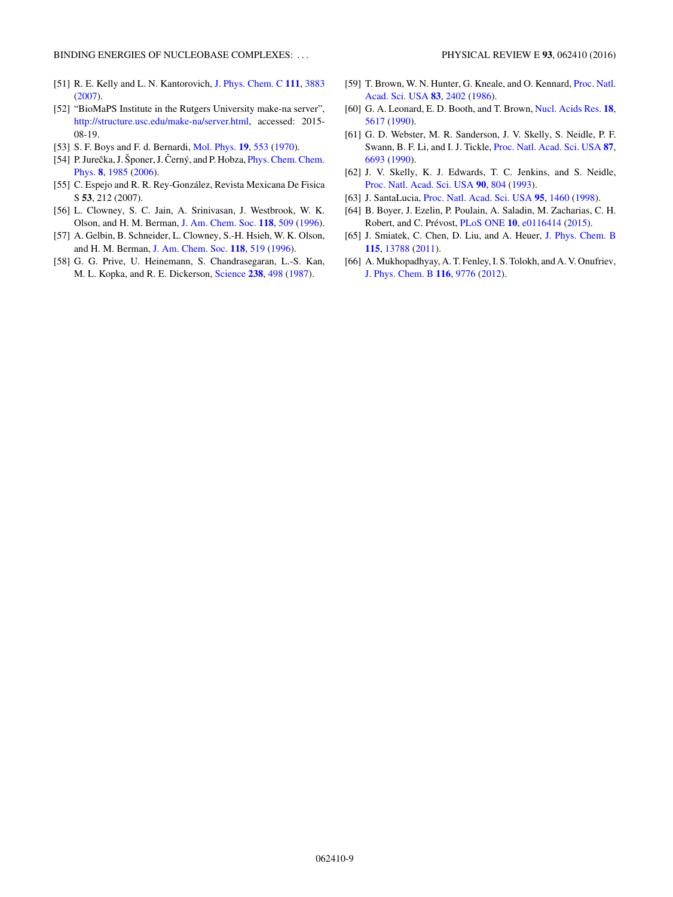[51] R. E. Kelly and L. N. Kantorovich, J. Phys. Chem. C **111**, 3883 (2007).

[52] "BioMaPS Institute in the Rutgers University make-na server", http://structure.usc.edu/make-na/server.html, accessed: 2015-08-19.

[53] S. F. Boys and F. d. Bernardi, Mol. Phys. **19**, 553 (1970).

[54] P. Jurečka, J. Šponer, J. Černý, and P. Hobza, Phys. Chem. Chem. Phys. **8**, 1985 (2006).

[55] C. Espejo and R. R. Rey-González, Revista Mexicana De Fisica S **53**, 212 (2007).

[56] L. Clowney, S. C. Jain, A. Srinivasan, J. Westbrook, W. K. Olson, and H. M. Berman, J. Am. Chem. Soc. **118**, 509 (1996).

[57] A. Gelbin, B. Schneider, L. Clowney, S.-H. Hsieh, W. K. Olson, and H. M. Berman, J. Am. Chem. Soc. **118**, 519 (1996).

[58] G. G. Prive, U. Heinemann, S. Chandrasegaran, L.-S. Kan, M. L. Kopka, and R. E. Dickerson, Science **238**, 498 (1987).

[59] T. Brown, W. N. Hunter, G. Kneale, and O. Kennard, Proc. Natl. Acad. Sci. USA **83**, 2402 (1986).

[60] G. A. Leonard, E. D. Booth, and T. Brown, Nucl. Acids Res. **18**, 5617 (1990).

[61] G. D. Webster, M. R. Sanderson, J. V. Skelly, S. Neidle, P. F. Swann, B. F. Li, and I. J. Tickle, Proc. Natl. Acad. Sci. USA **87**, 6693 (1990).

[62] J. V. Skelly, K. J. Edwards, T. C. Jenkins, and S. Neidle, Proc. Natl. Acad. Sci. USA **90**, 804 (1993).

[63] J. SantaLucia, Proc. Natl. Acad. Sci. USA **95**, 1460 (1998).

[64] B. Boyer, J. Ezelin, P. Poulain, A. Saladin, M. Zacharias, C. H. Robert, and C. Prévost, PLoS ONE **10**, e0116414 (2015).

[65] J. Smiatek, C. Chen, D. Liu, and A. Heuer, J. Phys. Chem. B **115**, 13788 (2011).

[66] A. Mukhopadhyay, A. T. Fenley, I. S. Tolokh, and A. V. Onufriev, J. Phys. Chem. B **116**, 9776 (2012).